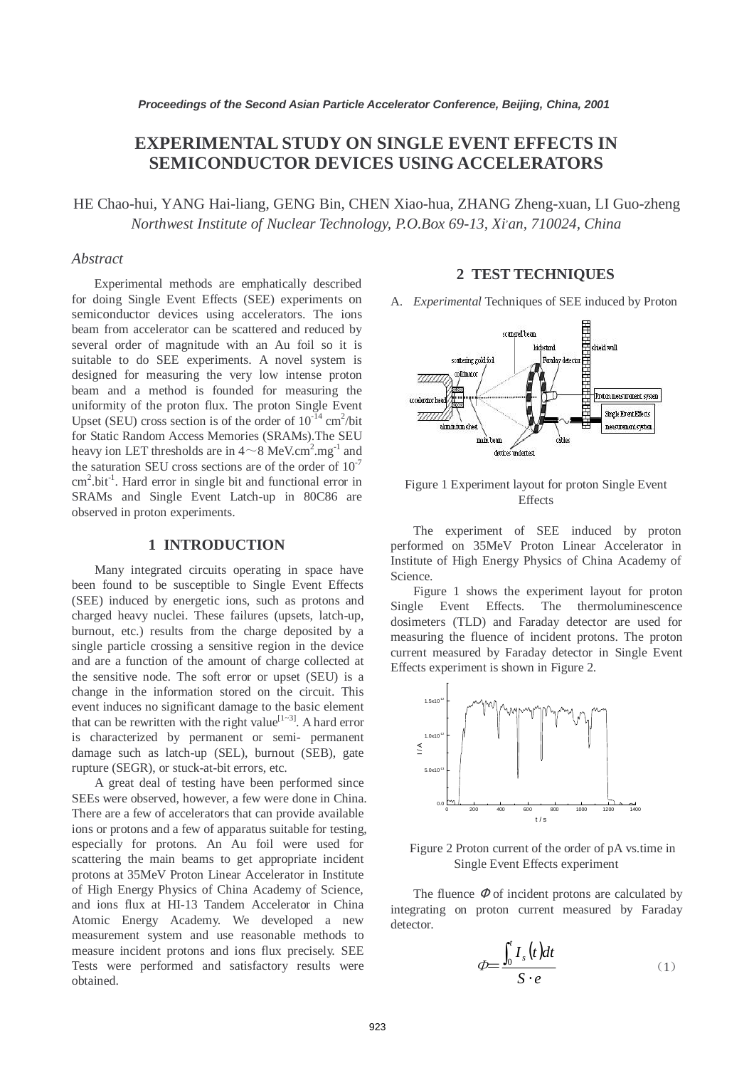# EXPERIMENTAL STUDY ON SINGLE EVENT EFFECTS IN SEMICONDUCTOR DEVICES USING ACCELERATORS

HE Chao-hui, YANG Hai-liang, GENG Bin, CHEN Xiao-hua, ZHANG Zheng-xuan, LI Guo-zheng
*Northwest Institute of Nuclear Technology, P.O.Box 69-13, Xi'an, 710024, China*

### *Abstract*

Experimental methods are emphatically described for doing Single Event Effects (SEE) experiments on semiconductor devices using accelerators. The ions beam from accelerator can be scattered and reduced by several order of magnitude with an Au foil so it is suitable to do SEE experiments. A novel system is designed for measuring the very low intense proton beam and a method is founded for measuring the uniformity of the proton flux. The proton Single Event Upset (SEU) cross section is of the order of $10^{-14}$ $cm^2$/bit for Static Random Access Memories (SRAMs).The SEU heavy ion LET thresholds are in 4～8 $MeV.cm^2.mg^{-1}$ and the saturation SEU cross sections are of the order of $10^{-7}$ $cm^2.bit^{-1}$. Hard error in single bit and functional error in SRAMs and Single Event Latch-up in 80C86 are observed in proton experiments.

## 1 INTRODUCTION

Many integrated circuits operating in space have been found to be susceptible to Single Event Effects (SEE) induced by energetic ions, such as protons and charged heavy nuclei. These failures (upsets, latch-up, burnout, etc.) results from the charge deposited by a single particle crossing a sensitive region in the device and are a function of the amount of charge collected at the sensitive node. The soft error or upset (SEU) is a change in the information stored on the circuit. This event induces no significant damage to the basic element that can be rewritten with the right value[1~3]. A hard error is characterized by permanent or semi- permanent damage such as latch-up (SEL), burnout (SEB), gate rupture (SEGR), or stuck-at-bit errors, etc.

A great deal of testing have been performed since SEEs were observed, however, a few were done in China. There are a few of accelerators that can provide available ions or protons and a few of apparatus suitable for testing, especially for protons. An Au foil were used for scattering the main beams to get appropriate incident protons at 35MeV Proton Linear Accelerator in Institute of High Energy Physics of China Academy of Science, and ions flux at HI-13 Tandem Accelerator in China Atomic Energy Academy. We developed a new measurement system and use reasonable methods to measure incident protons and ions flux precisely. SEE Tests were performed and satisfactory results were obtained.

## 2 TEST TECHNIQUES

A. *Experimental* Techniques of SEE induced by Proton

Figure 1 Experiment layout for proton Single Event Effects

The experiment of SEE induced by proton performed on 35MeV Proton Linear Accelerator in Institute of High Energy Physics of China Academy of Science.

Figure 1 shows the experiment layout for proton Single Event Effects. The thermoluminescence dosimeters (TLD) and Faraday detector are used for measuring the fluence of incident protons. The proton current measured by Faraday detector in Single Event Effects experiment is shown in Figure 2.

Figure 2 Proton current of the order of pA vs.time in Single Event Effects experiment

The fluence $\Phi$ of incident protons are calculated by integrating on proton current measured by Faraday detector.

$$\Phi = \frac{\int_0^t I_s(t)dt}{S \cdot e} \qquad (1)$$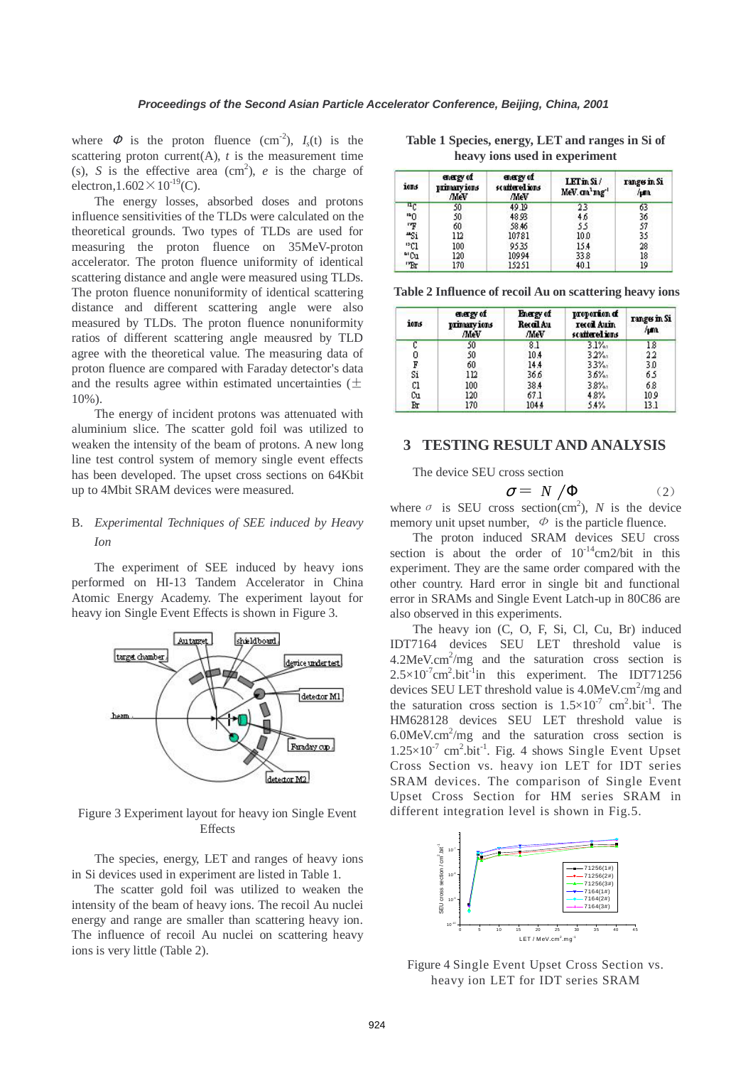where $\Phi$ is the proton fluence ($cm^{-2}$), $I_s(t)$ is the scattering proton current(A), $t$ is the measurement time (s), $S$ is the effective area ($cm^2$), $e$ is the charge of electron,$1.602\times10^{-19}$(C).

The energy losses, absorbed doses and protons influence sensitivities of the TLDs were calculated on the theoretical grounds. Two types of TLDs are used for measuring the proton fluence on 35MeV-proton accelerator. The proton fluence uniformity of identical scattering distance and angle were measured using TLDs. The proton fluence nonuniformity of identical scattering distance and different scattering angle were also measured by TLDs. The proton fluence nonuniformity ratios of different scattering angle meausred by TLD agree with the theoretical value. The measuring data of proton fluence are compared with Faraday detector's data and the results agree within estimated uncertainties (±10%).

The energy of incident protons was attenuated with aluminium slice. The scatter gold foil was utilized to weaken the intensity of the beam of protons. A new long line test control system of memory single event effects has been developed. The upset cross sections on 64Kbit up to 4Mbit SRAM devices were measured.

### B. *Experimental Techniques of SEE induced by Heavy Ion*

The experiment of SEE induced by heavy ions performed on HI-13 Tandem Accelerator in China Atomic Energy Academy. The experiment layout for heavy ion Single Event Effects is shown in Figure 3.

Figure 3 Experiment layout for heavy ion Single Event Effects

The species, energy, LET and ranges of heavy ions in Si devices used in experiment are listed in Table 1.

The scatter gold foil was utilized to weaken the intensity of the beam of heavy ions. The recoil Au nuclei energy and range are smaller than scattering heavy ion. The influence of recoil Au nuclei on scattering heavy ions is very little (Table 2).

**Table 1 Species, energy, LET and ranges in Si of heavy ions used in experiment**

| ions | energy of primary ions /MeV | energy of scattered ions /MeV | LET in Si / $MeV.cm^2mg^{-1}$ | ranges in Si /μm |
|---|---|---|---|---|
| $^{12}C$ | 50 | 49.19 | 2.3 | 63 |
| $^{16}O$ | 50 | 48.93 | 4.6 | 36 |
| $^{19}F$ | 60 | 58.46 | 5.5 | 57 |
| $^{28}Si$ | 112 | 107.81 | 10.0 | 35 |
| $^{35}Cl$ | 100 | 95.35 | 15.4 | 28 |
| $^{63}Cu$ | 120 | 109.94 | 33.8 | 18 |
| $^{79}Br$ | 170 | 152.51 | 40.1 | 19 |

**Table 2 Influence of recoil Au on scattering heavy ions**

| ions | energy of primary ions /MeV | Energy of Recoil Au /MeV | proportion of recoil Au in scattered ions | ranges in Si /μm |
|---|---|---|---|---|
| C | 50 | 8.1 | 3.1‰ | 1.8 |
| O | 50 | 10.4 | 3.2‰ | 2.2 |
| F | 60 | 14.4 | 3.3‰ | 3.0 |
| Si | 112 | 36.6 | 3.6‰ | 6.5 |
| Cl | 100 | 38.4 | 3.8‰ | 6.8 |
| Cu | 120 | 67.1 | 4.8‰ | 10.9 |
| Br | 170 | 104.4 | 5.4‰ | 13.1 |

## 3 TESTING RESULT AND ANALYSIS

The device SEU cross section

$$\sigma = N / \Phi \qquad (2)$$

where $\sigma$ is SEU cross section($cm^2$), $N$ is the device memory unit upset number, $\Phi$ is the particle fluence.

The proton induced SRAM devices SEU cross section is about the order of $10^{-14}$cm2/bit in this experiment. They are the same order compared with the other country. Hard error in single bit and functional error in SRAMs and Single Event Latch-up in 80C86 are also observed in this experiments.

The heavy ion (C, O, F, Si, Cl, Cu, Br) induced IDT7164 devices SEU LET threshold value is $4.2MeV.cm^2/mg$ and the saturation cross section is $2.5\times10^{-7}cm^2.bit^{-1}$in this experiment. The IDT71256 devices SEU LET threshold value is $4.0MeV.cm^2/mg$ and the saturation cross section is $1.5\times10^{-7}$ $cm^2.bit^{-1}$. The HM628128 devices SEU LET threshold value is $6.0MeV.cm^2/mg$ and the saturation cross section is $1.25\times10^{-7}$ $cm^2.bit^{-1}$. Fig. 4 shows Single Event Upset Cross Section vs. heavy ion LET for IDT series SRAM devices. The comparison of Single Event Upset Cross Section for HM series SRAM in different integration level is shown in Fig.5.

Figure 4 Single Event Upset Cross Section vs. heavy ion LET for IDT series SRAM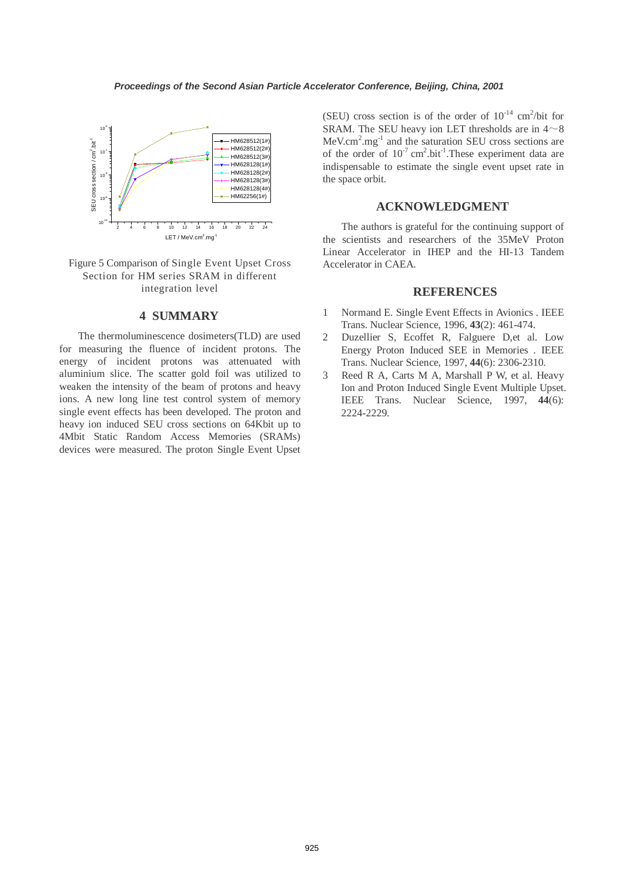SEU cross section / cm$^2$.bit$^{-1}$

$10^{-6}$

$10^{-7}$

$10^{-8}$

$10^{-9}$

$10^{-10}$

2 4 6 8 10 12 14 16 18 20 22 24

LET / MeV.cm$^2$.mg$^{-1}$

HM628512(1#)
HM628512(2#)
HM628512(3#)
HM628128(1#)
HM628128(2#)
HM628128(3#)
HM628128(4#)
HM62256(1#)

Figure 5 Comparison of Single Event Upset Cross Section for HM series SRAM in different integration level

## 4 SUMMARY

The thermoluminescence dosimeters(TLD) are used for measuring the fluence of incident protons. The energy of incident protons was attenuated with aluminium slice. The scatter gold foil was utilized to weaken the intensity of the beam of protons and heavy ions. A new long line test control system of memory single event effects has been developed. The proton and heavy ion induced SEU cross sections on 64Kbit up to 4Mbit Static Random Access Memories (SRAMs) devices were measured. The proton Single Event Upset (SEU) cross section is of the order of $10^{-14}$ cm$^2$/bit for SRAM. The SEU heavy ion LET thresholds are in 4～8 MeV.cm$^2$.mg$^{-1}$ and the saturation SEU cross sections are of the order of $10^{-7}$ cm$^2$.bit$^{-1}$.These experiment data are indispensable to estimate the single event upset rate in the space orbit.

## ACKNOWLEDGMENT

The authors is grateful for the continuing support of the scientists and researchers of the 35MeV Proton Linear Accelerator in IHEP and the HI-13 Tandem Accelerator in CAEA.

## REFERENCES

1 Normand E. Single Event Effects in Avionics . IEEE Trans. Nuclear Science, 1996, **43**(2): 461-474.

2 Duzellier S, Ecoffet R, Falguere D,et al. Low Energy Proton Induced SEE in Memories . IEEE Trans. Nuclear Science, 1997, **44**(6): 2306-2310.

3 Reed R A, Carts M A, Marshall P W, et al. Heavy Ion and Proton Induced Single Event Multiple Upset. IEEE Trans. Nuclear Science, 1997, **44**(6): 2224-2229.